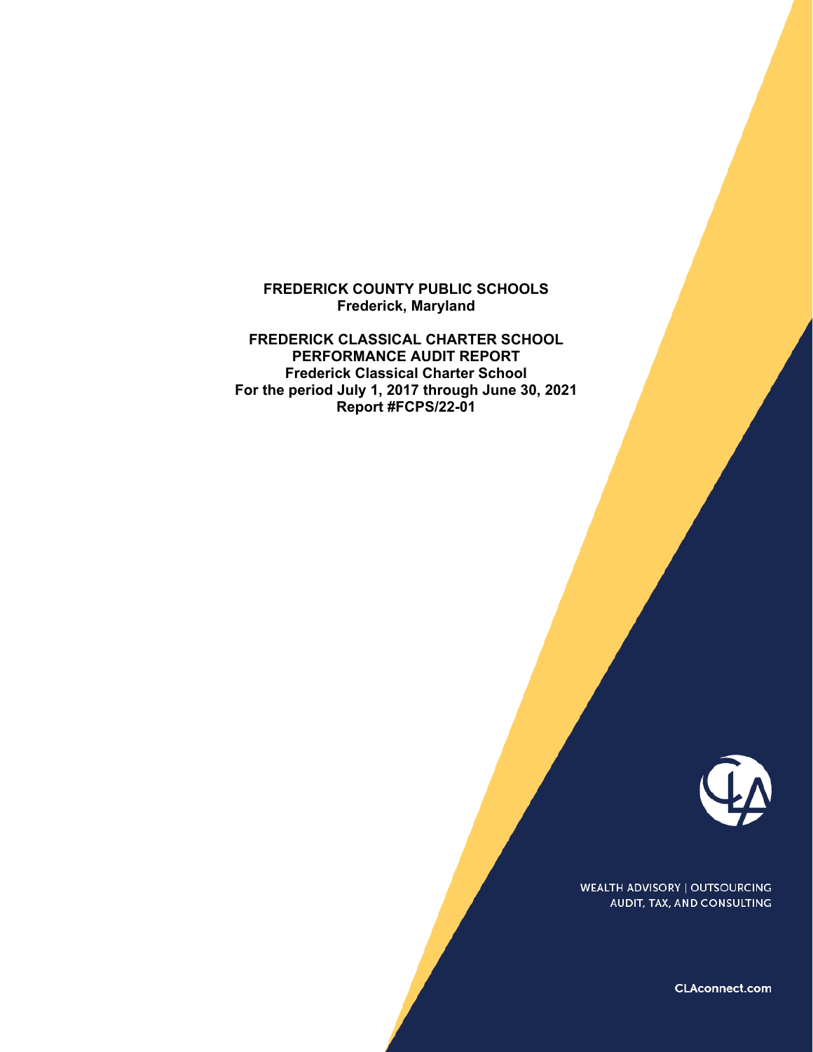**FREDERICK COUNTY PUBLIC SCHOOLS**
**Frederick, Maryland**

**FREDERICK CLASSICAL CHARTER SCHOOL**
**PERFORMANCE AUDIT REPORT**
**Frederick Classical Charter School**
**For the period July 1, 2017 through June 30, 2021**
**Report #FCPS/22-01**

WEALTH ADVISORY | OUTSOURCING
AUDIT, TAX, AND CONSULTING

CLAconnect.com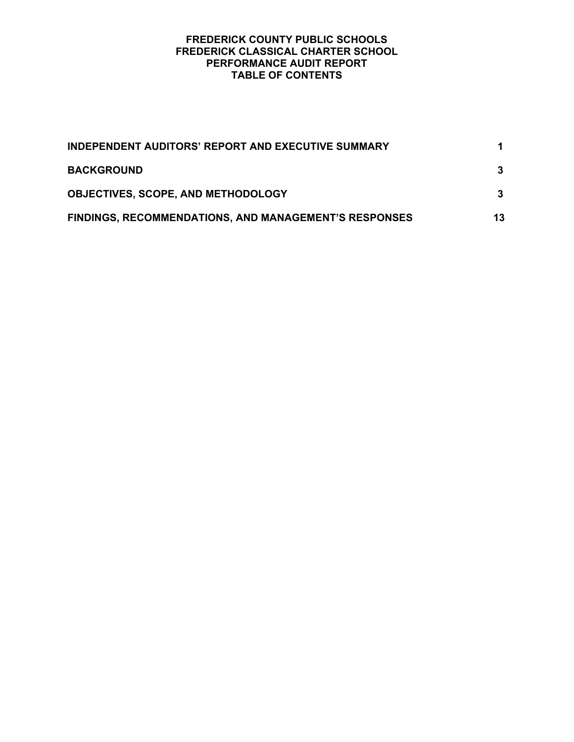# FREDERICK COUNTY PUBLIC SCHOOLS
# FREDERICK CLASSICAL CHARTER SCHOOL
# PERFORMANCE AUDIT REPORT
# TABLE OF CONTENTS

| | |
|---|---|
| **INDEPENDENT AUDITORS' REPORT AND EXECUTIVE SUMMARY** | **1** |
| **BACKGROUND** | **3** |
| **OBJECTIVES, SCOPE, AND METHODOLOGY** | **3** |
| **FINDINGS, RECOMMENDATIONS, AND MANAGEMENT'S RESPONSES** | **13** |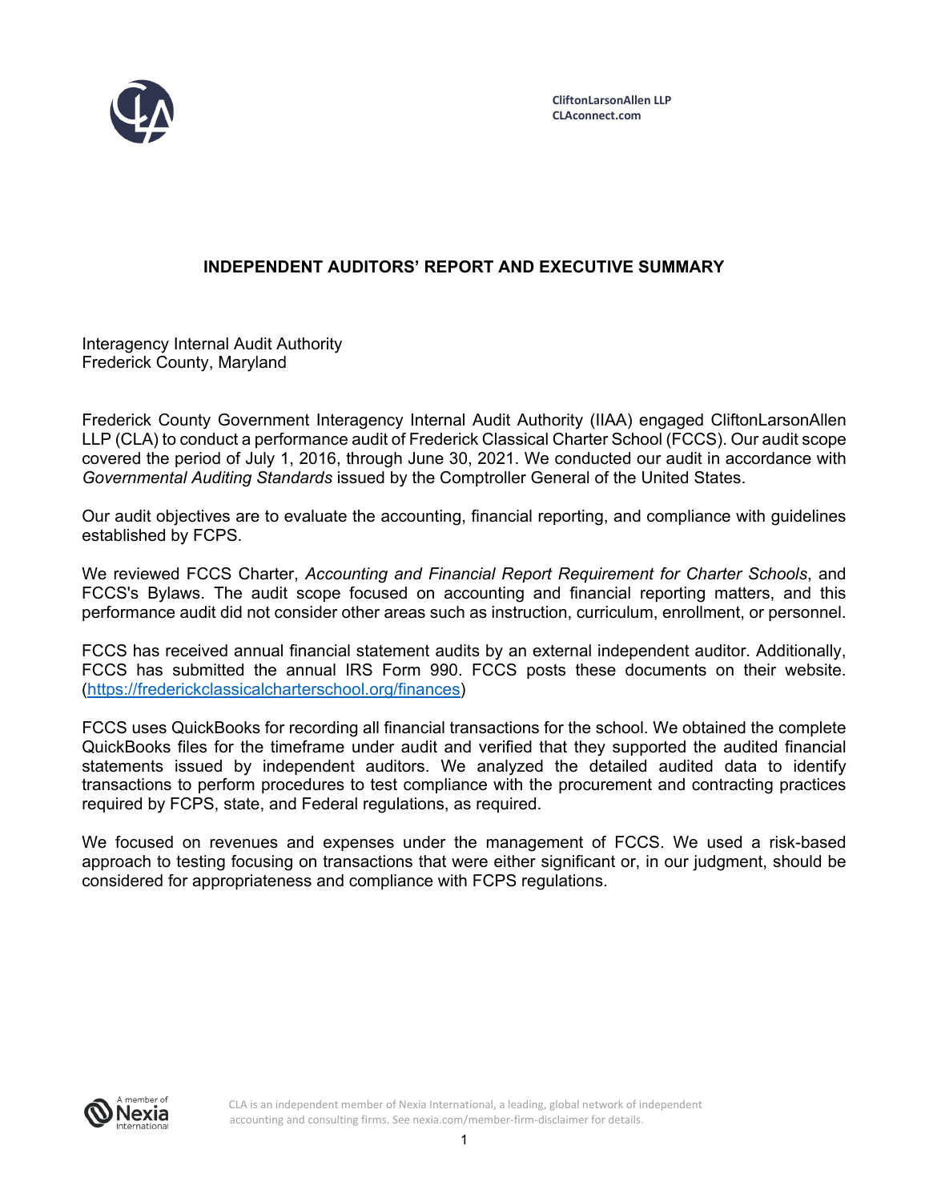CliftonLarsonAllen LLP
CLAconnect.com

## INDEPENDENT AUDITORS' REPORT AND EXECUTIVE SUMMARY

Interagency Internal Audit Authority
Frederick County, Maryland

Frederick County Government Interagency Internal Audit Authority (IIAA) engaged CliftonLarsonAllen LLP (CLA) to conduct a performance audit of Frederick Classical Charter School (FCCS). Our audit scope covered the period of July 1, 2016, through June 30, 2021. We conducted our audit in accordance with *Governmental Auditing Standards* issued by the Comptroller General of the United States.

Our audit objectives are to evaluate the accounting, financial reporting, and compliance with guidelines established by FCPS.

We reviewed FCCS Charter, *Accounting and Financial Report Requirement for Charter Schools*, and FCCS's Bylaws. The audit scope focused on accounting and financial reporting matters, and this performance audit did not consider other areas such as instruction, curriculum, enrollment, or personnel.

FCCS has received annual financial statement audits by an external independent auditor. Additionally, FCCS has submitted the annual IRS Form 990. FCCS posts these documents on their website. (https://frederickclassicalcharterschool.org/finances)

FCCS uses QuickBooks for recording all financial transactions for the school. We obtained the complete QuickBooks files for the timeframe under audit and verified that they supported the audited financial statements issued by independent auditors. We analyzed the detailed audited data to identify transactions to perform procedures to test compliance with the procurement and contracting practices required by FCPS, state, and Federal regulations, as required.

We focused on revenues and expenses under the management of FCCS. We used a risk-based approach to testing focusing on transactions that were either significant or, in our judgment, should be considered for appropriateness and compliance with FCPS regulations.

CLA is an independent member of Nexia International, a leading, global network of independent accounting and consulting firms. See nexia.com/member-firm-disclaimer for details.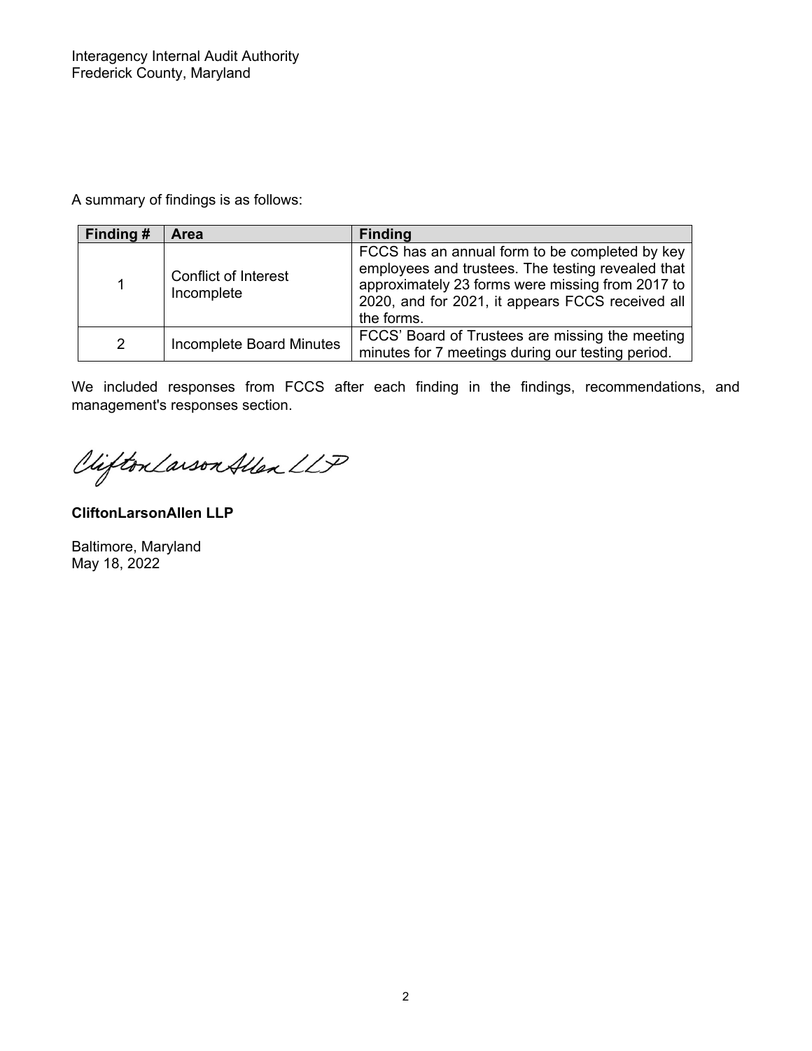Interagency Internal Audit Authority
Frederick County, Maryland

A summary of findings is as follows:

| Finding # | Area | Finding |
|---|---|---|
| 1 | Conflict of Interest Incomplete | FCCS has an annual form to be completed by key employees and trustees. The testing revealed that approximately 23 forms were missing from 2017 to 2020, and for 2021, it appears FCCS received all the forms. |
| 2 | Incomplete Board Minutes | FCCS' Board of Trustees are missing the meeting minutes for 7 meetings during our testing period. |

We included responses from FCCS after each finding in the findings, recommendations, and management's responses section.

CliftonLarsonAllen LLP

**CliftonLarsonAllen LLP**

Baltimore, Maryland
May 18, 2022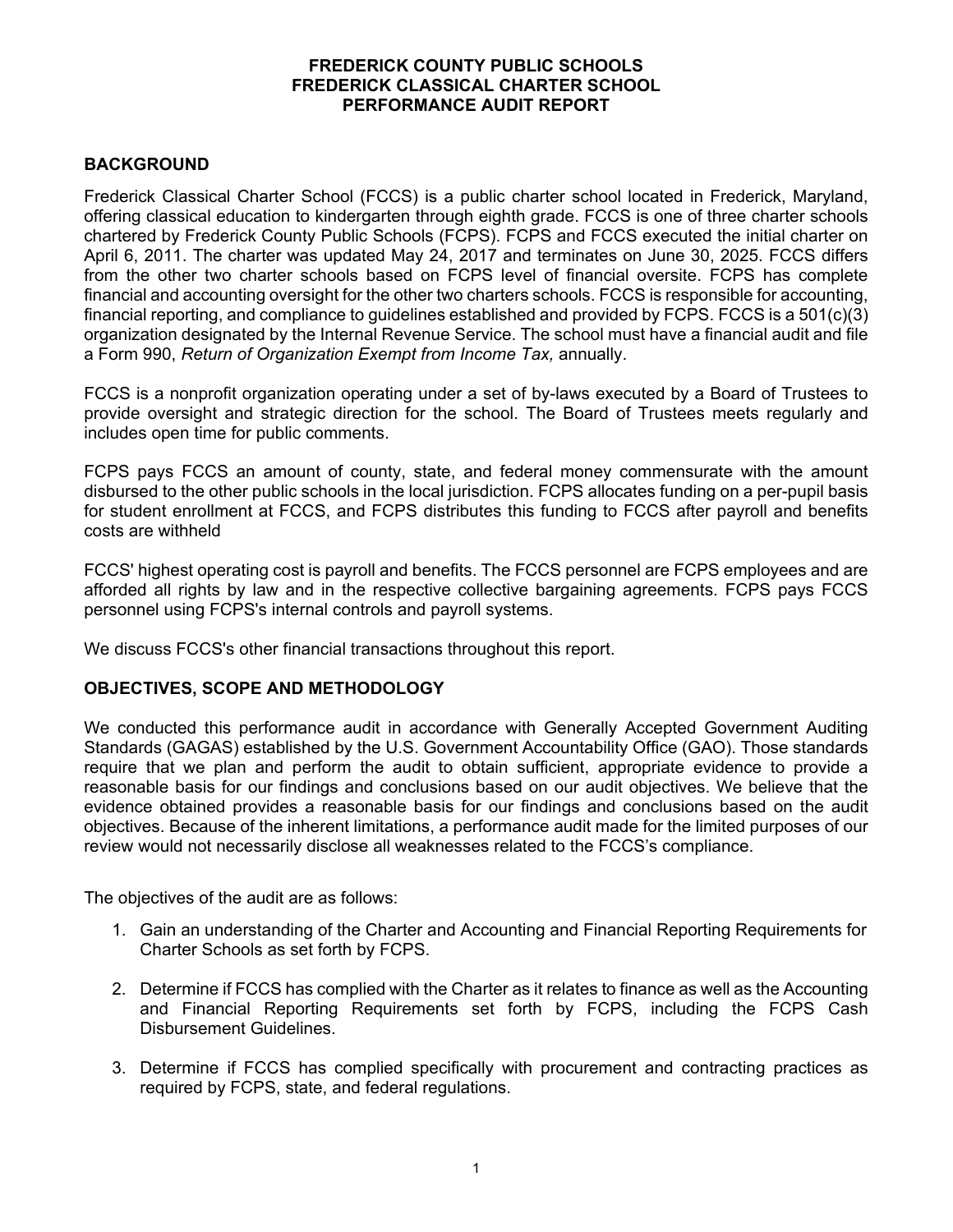**FREDERICK COUNTY PUBLIC SCHOOLS**
**FREDERICK CLASSICAL CHARTER SCHOOL**
**PERFORMANCE AUDIT REPORT**

## BACKGROUND

Frederick Classical Charter School (FCCS) is a public charter school located in Frederick, Maryland, offering classical education to kindergarten through eighth grade. FCCS is one of three charter schools chartered by Frederick County Public Schools (FCPS). FCPS and FCCS executed the initial charter on April 6, 2011. The charter was updated May 24, 2017 and terminates on June 30, 2025. FCCS differs from the other two charter schools based on FCPS level of financial oversite. FCPS has complete financial and accounting oversight for the other two charters schools. FCCS is responsible for accounting, financial reporting, and compliance to guidelines established and provided by FCPS. FCCS is a 501(c)(3) organization designated by the Internal Revenue Service. The school must have a financial audit and file a Form 990, *Return of Organization Exempt from Income Tax,* annually.

FCCS is a nonprofit organization operating under a set of by-laws executed by a Board of Trustees to provide oversight and strategic direction for the school. The Board of Trustees meets regularly and includes open time for public comments.

FCPS pays FCCS an amount of county, state, and federal money commensurate with the amount disbursed to the other public schools in the local jurisdiction. FCPS allocates funding on a per-pupil basis for student enrollment at FCCS, and FCPS distributes this funding to FCCS after payroll and benefits costs are withheld

FCCS' highest operating cost is payroll and benefits. The FCCS personnel are FCPS employees and are afforded all rights by law and in the respective collective bargaining agreements. FCPS pays FCCS personnel using FCPS's internal controls and payroll systems.

We discuss FCCS's other financial transactions throughout this report.

## OBJECTIVES, SCOPE AND METHODOLOGY

We conducted this performance audit in accordance with Generally Accepted Government Auditing Standards (GAGAS) established by the U.S. Government Accountability Office (GAO). Those standards require that we plan and perform the audit to obtain sufficient, appropriate evidence to provide a reasonable basis for our findings and conclusions based on our audit objectives. We believe that the evidence obtained provides a reasonable basis for our findings and conclusions based on the audit objectives. Because of the inherent limitations, a performance audit made for the limited purposes of our review would not necessarily disclose all weaknesses related to the FCCS's compliance.

The objectives of the audit are as follows:

1. Gain an understanding of the Charter and Accounting and Financial Reporting Requirements for Charter Schools as set forth by FCPS.

2. Determine if FCCS has complied with the Charter as it relates to finance as well as the Accounting and Financial Reporting Requirements set forth by FCPS, including the FCPS Cash Disbursement Guidelines.

3. Determine if FCCS has complied specifically with procurement and contracting practices as required by FCPS, state, and federal regulations.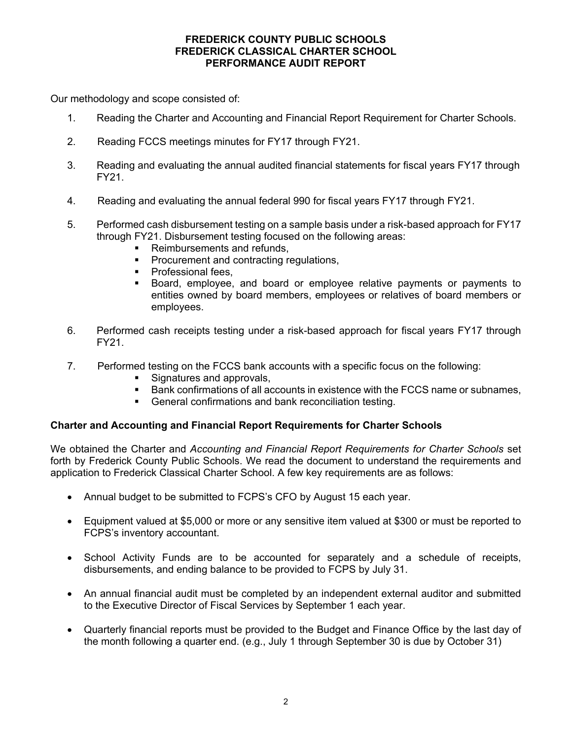**FREDERICK COUNTY PUBLIC SCHOOLS**
**FREDERICK CLASSICAL CHARTER SCHOOL**
**PERFORMANCE AUDIT REPORT**

Our methodology and scope consisted of:

1. Reading the Charter and Accounting and Financial Report Requirement for Charter Schools.

2. Reading FCCS meetings minutes for FY17 through FY21.

3. Reading and evaluating the annual audited financial statements for fiscal years FY17 through FY21.

4. Reading and evaluating the annual federal 990 for fiscal years FY17 through FY21.

5. Performed cash disbursement testing on a sample basis under a risk-based approach for FY17 through FY21. Disbursement testing focused on the following areas:
   - Reimbursements and refunds,
   - Procurement and contracting regulations,
   - Professional fees,
   - Board, employee, and board or employee relative payments or payments to entities owned by board members, employees or relatives of board members or employees.

6. Performed cash receipts testing under a risk-based approach for fiscal years FY17 through FY21.

7. Performed testing on the FCCS bank accounts with a specific focus on the following:
   - Signatures and approvals,
   - Bank confirmations of all accounts in existence with the FCCS name or subnames,
   - General confirmations and bank reconciliation testing.

**Charter and Accounting and Financial Report Requirements for Charter Schools**

We obtained the Charter and *Accounting and Financial Report Requirements for Charter Schools* set forth by Frederick County Public Schools. We read the document to understand the requirements and application to Frederick Classical Charter School. A few key requirements are as follows:

- Annual budget to be submitted to FCPS's CFO by August 15 each year.

- Equipment valued at $5,000 or more or any sensitive item valued at $300 or must be reported to FCPS's inventory accountant.

- School Activity Funds are to be accounted for separately and a schedule of receipts, disbursements, and ending balance to be provided to FCPS by July 31.

- An annual financial audit must be completed by an independent external auditor and submitted to the Executive Director of Fiscal Services by September 1 each year.

- Quarterly financial reports must be provided to the Budget and Finance Office by the last day of the month following a quarter end. (e.g., July 1 through September 30 is due by October 31)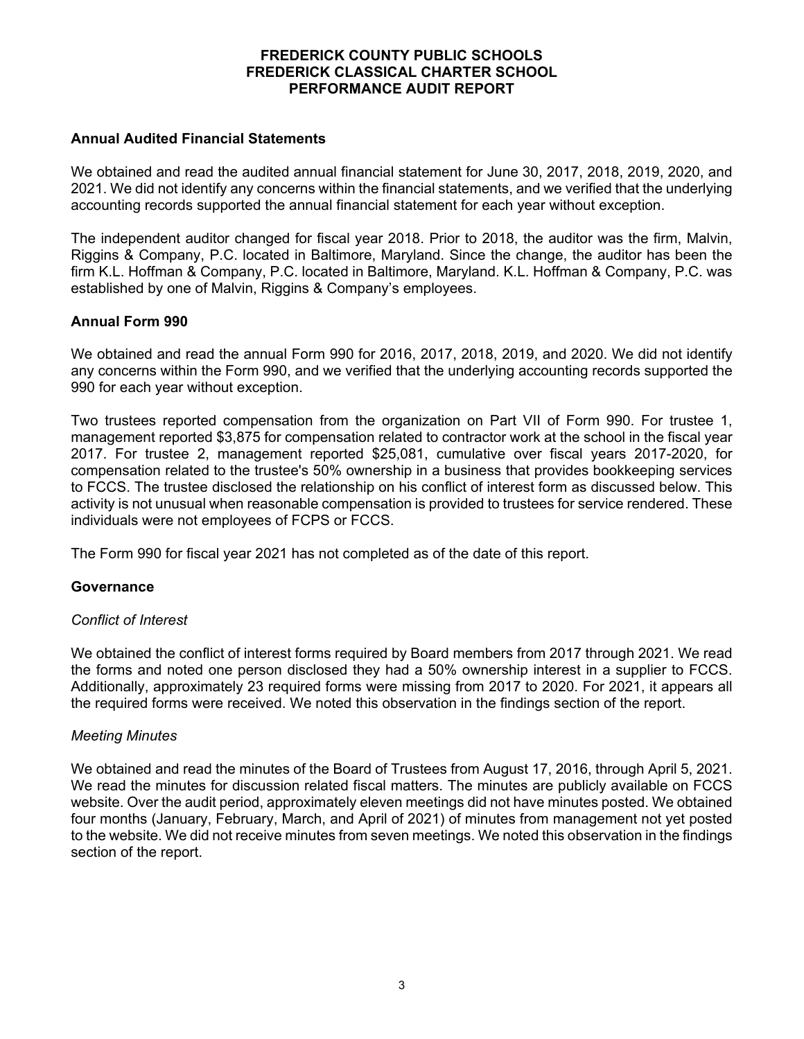## Annual Audited Financial Statements

We obtained and read the audited annual financial statement for June 30, 2017, 2018, 2019, 2020, and 2021. We did not identify any concerns within the financial statements, and we verified that the underlying accounting records supported the annual financial statement for each year without exception.

The independent auditor changed for fiscal year 2018. Prior to 2018, the auditor was the firm, Malvin, Riggins & Company, P.C. located in Baltimore, Maryland. Since the change, the auditor has been the firm K.L. Hoffman & Company, P.C. located in Baltimore, Maryland. K.L. Hoffman & Company, P.C. was established by one of Malvin, Riggins & Company's employees.

## Annual Form 990

We obtained and read the annual Form 990 for 2016, 2017, 2018, 2019, and 2020. We did not identify any concerns within the Form 990, and we verified that the underlying accounting records supported the 990 for each year without exception.

Two trustees reported compensation from the organization on Part VII of Form 990. For trustee 1, management reported $3,875 for compensation related to contractor work at the school in the fiscal year 2017. For trustee 2, management reported $25,081, cumulative over fiscal years 2017-2020, for compensation related to the trustee's 50% ownership in a business that provides bookkeeping services to FCCS. The trustee disclosed the relationship on his conflict of interest form as discussed below. This activity is not unusual when reasonable compensation is provided to trustees for service rendered. These individuals were not employees of FCPS or FCCS.

The Form 990 for fiscal year 2021 has not completed as of the date of this report.

## Governance

### *Conflict of Interest*

We obtained the conflict of interest forms required by Board members from 2017 through 2021. We read the forms and noted one person disclosed they had a 50% ownership interest in a supplier to FCCS. Additionally, approximately 23 required forms were missing from 2017 to 2020. For 2021, it appears all the required forms were received. We noted this observation in the findings section of the report.

### *Meeting Minutes*

We obtained and read the minutes of the Board of Trustees from August 17, 2016, through April 5, 2021. We read the minutes for discussion related fiscal matters. The minutes are publicly available on FCCS website. Over the audit period, approximately eleven meetings did not have minutes posted. We obtained four months (January, February, March, and April of 2021) of minutes from management not yet posted to the website. We did not receive minutes from seven meetings. We noted this observation in the findings section of the report.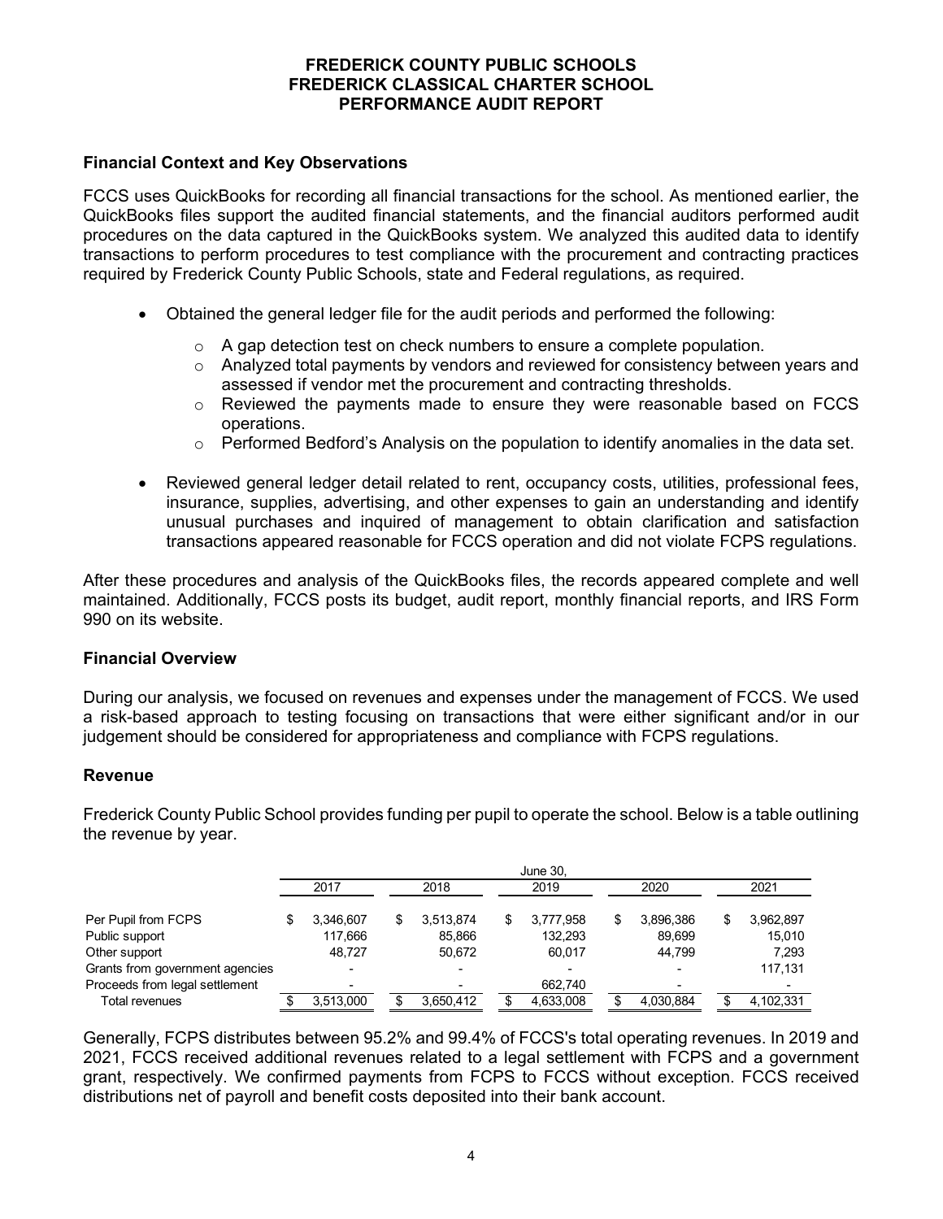## Financial Context and Key Observations

FCCS uses QuickBooks for recording all financial transactions for the school. As mentioned earlier, the QuickBooks files support the audited financial statements, and the financial auditors performed audit procedures on the data captured in the QuickBooks system. We analyzed this audited data to identify transactions to perform procedures to test compliance with the procurement and contracting practices required by Frederick County Public Schools, state and Federal regulations, as required.

- Obtained the general ledger file for the audit periods and performed the following:
  - A gap detection test on check numbers to ensure a complete population.
  - Analyzed total payments by vendors and reviewed for consistency between years and assessed if vendor met the procurement and contracting thresholds.
  - Reviewed the payments made to ensure they were reasonable based on FCCS operations.
  - Performed Bedford's Analysis on the population to identify anomalies in the data set.
- Reviewed general ledger detail related to rent, occupancy costs, utilities, professional fees, insurance, supplies, advertising, and other expenses to gain an understanding and identify unusual purchases and inquired of management to obtain clarification and satisfaction transactions appeared reasonable for FCCS operation and did not violate FCPS regulations.

After these procedures and analysis of the QuickBooks files, the records appeared complete and well maintained. Additionally, FCCS posts its budget, audit report, monthly financial reports, and IRS Form 990 on its website.

## Financial Overview

During our analysis, we focused on revenues and expenses under the management of FCCS. We used a risk-based approach to testing focusing on transactions that were either significant and/or in our judgement should be considered for appropriateness and compliance with FCPS regulations.

## Revenue

Frederick County Public School provides funding per pupil to operate the school. Below is a table outlining the revenue by year.

| | June 30, | | | | |
|---|---|---|---|---|---|
| | 2017 | 2018 | 2019 | 2020 | 2021 |
| Per Pupil from FCPS | $ 3,346,607 | $ 3,513,874 | $ 3,777,958 | $ 3,896,386 | $ 3,962,897 |
| Public support | 117,666 | 85,866 | 132,293 | 89,699 | 15,010 |
| Other support | 48,727 | 50,672 | 60,017 | 44,799 | 7,293 |
| Grants from government agencies | - | - | - | - | 117,131 |
| Proceeds from legal settlement | - | - | 662,740 | - | - |
| Total revenues | $ 3,513,000 | $ 3,650,412 | $ 4,633,008 | $ 4,030,884 | $ 4,102,331 |

Generally, FCPS distributes between 95.2% and 99.4% of FCCS's total operating revenues. In 2019 and 2021, FCCS received additional revenues related to a legal settlement with FCPS and a government grant, respectively. We confirmed payments from FCPS to FCCS without exception. FCCS received distributions net of payroll and benefit costs deposited into their bank account.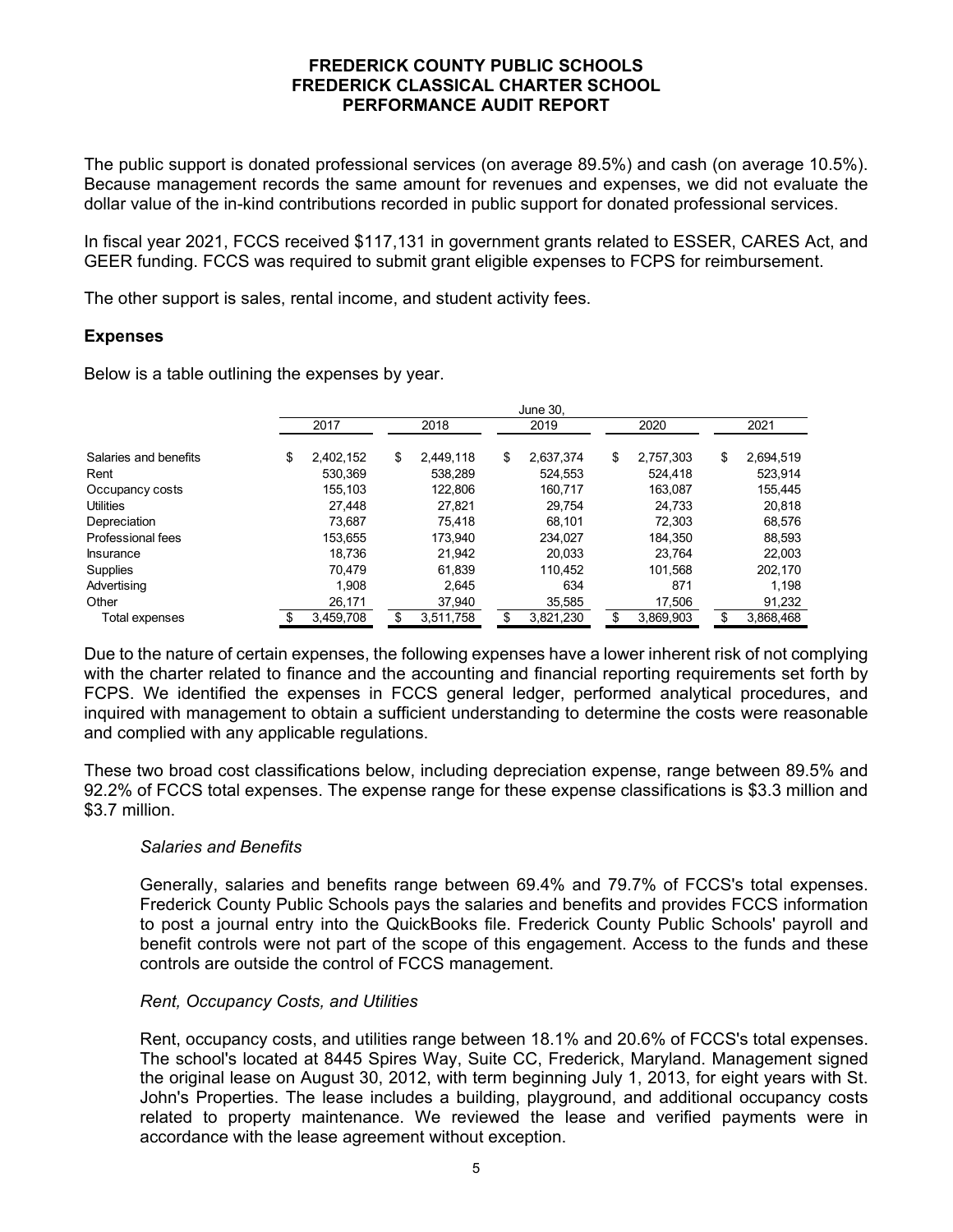The public support is donated professional services (on average 89.5%) and cash (on average 10.5%). Because management records the same amount for revenues and expenses, we did not evaluate the dollar value of the in-kind contributions recorded in public support for donated professional services.

In fiscal year 2021, FCCS received $117,131 in government grants related to ESSER, CARES Act, and GEER funding. FCCS was required to submit grant eligible expenses to FCPS for reimbursement.

The other support is sales, rental income, and student activity fees.

**Expenses**

Below is a table outlining the expenses by year.

| | June 30, | | | | |
|---|---|---|---|---|---|
| | 2017 | 2018 | 2019 | 2020 | 2021 |
| Salaries and benefits | $ 2,402,152 | $ 2,449,118 | $ 2,637,374 | $ 2,757,303 | $ 2,694,519 |
| Rent | 530,369 | 538,289 | 524,553 | 524,418 | 523,914 |
| Occupancy costs | 155,103 | 122,806 | 160,717 | 163,087 | 155,445 |
| Utilities | 27,448 | 27,821 | 29,754 | 24,733 | 20,818 |
| Depreciation | 73,687 | 75,418 | 68,101 | 72,303 | 68,576 |
| Professional fees | 153,655 | 173,940 | 234,027 | 184,350 | 88,593 |
| Insurance | 18,736 | 21,942 | 20,033 | 23,764 | 22,003 |
| Supplies | 70,479 | 61,839 | 110,452 | 101,568 | 202,170 |
| Advertising | 1,908 | 2,645 | 634 | 871 | 1,198 |
| Other | 26,171 | 37,940 | 35,585 | 17,506 | 91,232 |
| Total expenses | $ 3,459,708 | $ 3,511,758 | $ 3,821,230 | $ 3,869,903 | $ 3,868,468 |

Due to the nature of certain expenses, the following expenses have a lower inherent risk of not complying with the charter related to finance and the accounting and financial reporting requirements set forth by FCPS. We identified the expenses in FCCS general ledger, performed analytical procedures, and inquired with management to obtain a sufficient understanding to determine the costs were reasonable and complied with any applicable regulations.

These two broad cost classifications below, including depreciation expense, range between 89.5% and 92.2% of FCCS total expenses. The expense range for these expense classifications is $3.3 million and $3.7 million.

*Salaries and Benefits*

Generally, salaries and benefits range between 69.4% and 79.7% of FCCS's total expenses. Frederick County Public Schools pays the salaries and benefits and provides FCCS information to post a journal entry into the QuickBooks file. Frederick County Public Schools' payroll and benefit controls were not part of the scope of this engagement. Access to the funds and these controls are outside the control of FCCS management.

*Rent, Occupancy Costs, and Utilities*

Rent, occupancy costs, and utilities range between 18.1% and 20.6% of FCCS's total expenses. The school's located at 8445 Spires Way, Suite CC, Frederick, Maryland. Management signed the original lease on August 30, 2012, with term beginning July 1, 2013, for eight years with St. John's Properties. The lease includes a building, playground, and additional occupancy costs related to property maintenance. We reviewed the lease and verified payments were in accordance with the lease agreement without exception.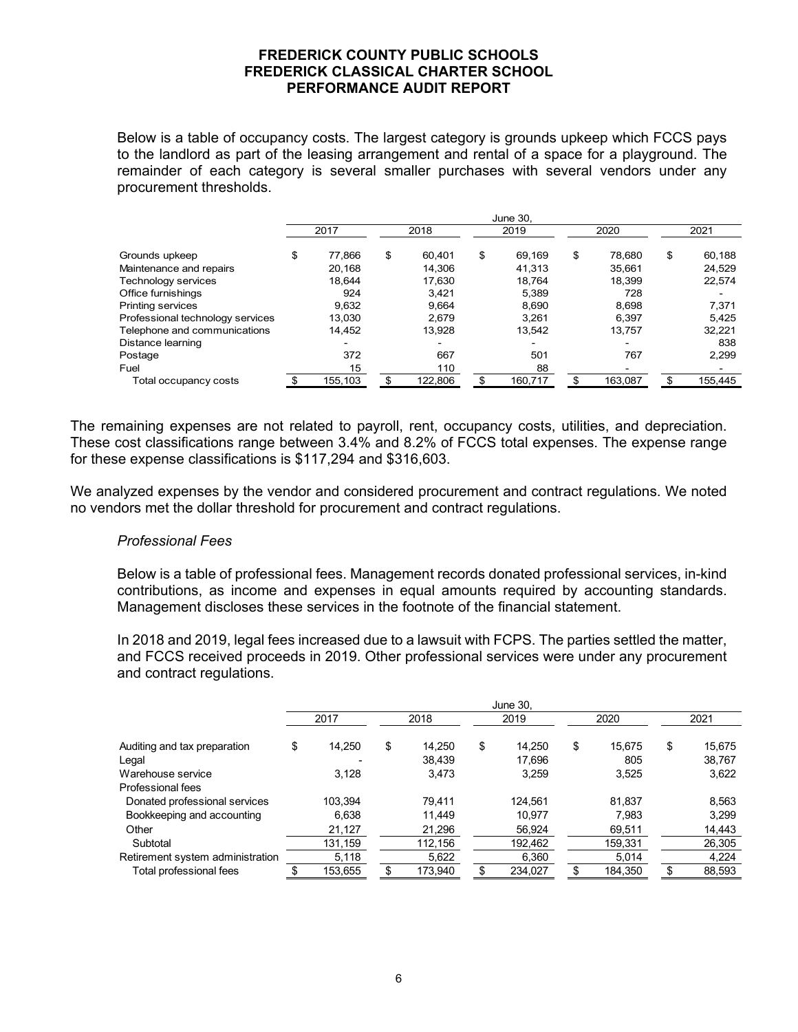Below is a table of occupancy costs. The largest category is grounds upkeep which FCCS pays to the landlord as part of the leasing arrangement and rental of a space for a playground. The remainder of each category is several smaller purchases with several vendors under any procurement thresholds.

| | June 30, | | | | |
|---|---|---|---|---|---|
| | 2017 | 2018 | 2019 | 2020 | 2021 |
| Grounds upkeep | $ 77,866 | $ 60,401 | $ 69,169 | $ 78,680 | $ 60,188 |
| Maintenance and repairs | 20,168 | 14,306 | 41,313 | 35,661 | 24,529 |
| Technology services | 18,644 | 17,630 | 18,764 | 18,399 | 22,574 |
| Office furnishings | 924 | 3,421 | 5,389 | 728 | - |
| Printing services | 9,632 | 9,664 | 8,690 | 8,698 | 7,371 |
| Professional technology services | 13,030 | 2,679 | 3,261 | 6,397 | 5,425 |
| Telephone and communications | 14,452 | 13,928 | 13,542 | 13,757 | 32,221 |
| Distance learning | - | - | - | - | 838 |
| Postage | 372 | 667 | 501 | 767 | 2,299 |
| Fuel | 15 | 110 | 88 | - | - |
| Total occupancy costs | $ 155,103 | $ 122,806 | $ 160,717 | $ 163,087 | $ 155,445 |

The remaining expenses are not related to payroll, rent, occupancy costs, utilities, and depreciation. These cost classifications range between 3.4% and 8.2% of FCCS total expenses. The expense range for these expense classifications is $117,294 and $316,603.

We analyzed expenses by the vendor and considered procurement and contract regulations. We noted no vendors met the dollar threshold for procurement and contract regulations.

*Professional Fees*

Below is a table of professional fees. Management records donated professional services, in-kind contributions, as income and expenses in equal amounts required by accounting standards. Management discloses these services in the footnote of the financial statement.

In 2018 and 2019, legal fees increased due to a lawsuit with FCPS. The parties settled the matter, and FCCS received proceeds in 2019. Other professional services were under any procurement and contract regulations.

| | June 30, | | | | |
|---|---|---|---|---|---|
| | 2017 | 2018 | 2019 | 2020 | 2021 |
| Auditing and tax preparation | $ 14,250 | $ 14,250 | $ 14,250 | $ 15,675 | $ 15,675 |
| Legal | - | 38,439 | 17,696 | 805 | 38,767 |
| Warehouse service | 3,128 | 3,473 | 3,259 | 3,525 | 3,622 |
| Professional fees | | | | | |
| Donated professional services | 103,394 | 79,411 | 124,561 | 81,837 | 8,563 |
| Bookkeeping and accounting | 6,638 | 11,449 | 10,977 | 7,983 | 3,299 |
| Other | 21,127 | 21,296 | 56,924 | 69,511 | 14,443 |
| Subtotal | 131,159 | 112,156 | 192,462 | 159,331 | 26,305 |
| Retirement system administration | 5,118 | 5,622 | 6,360 | 5,014 | 4,224 |
| Total professional fees | $ 153,655 | $ 173,940 | $ 234,027 | $ 184,350 | $ 88,593 |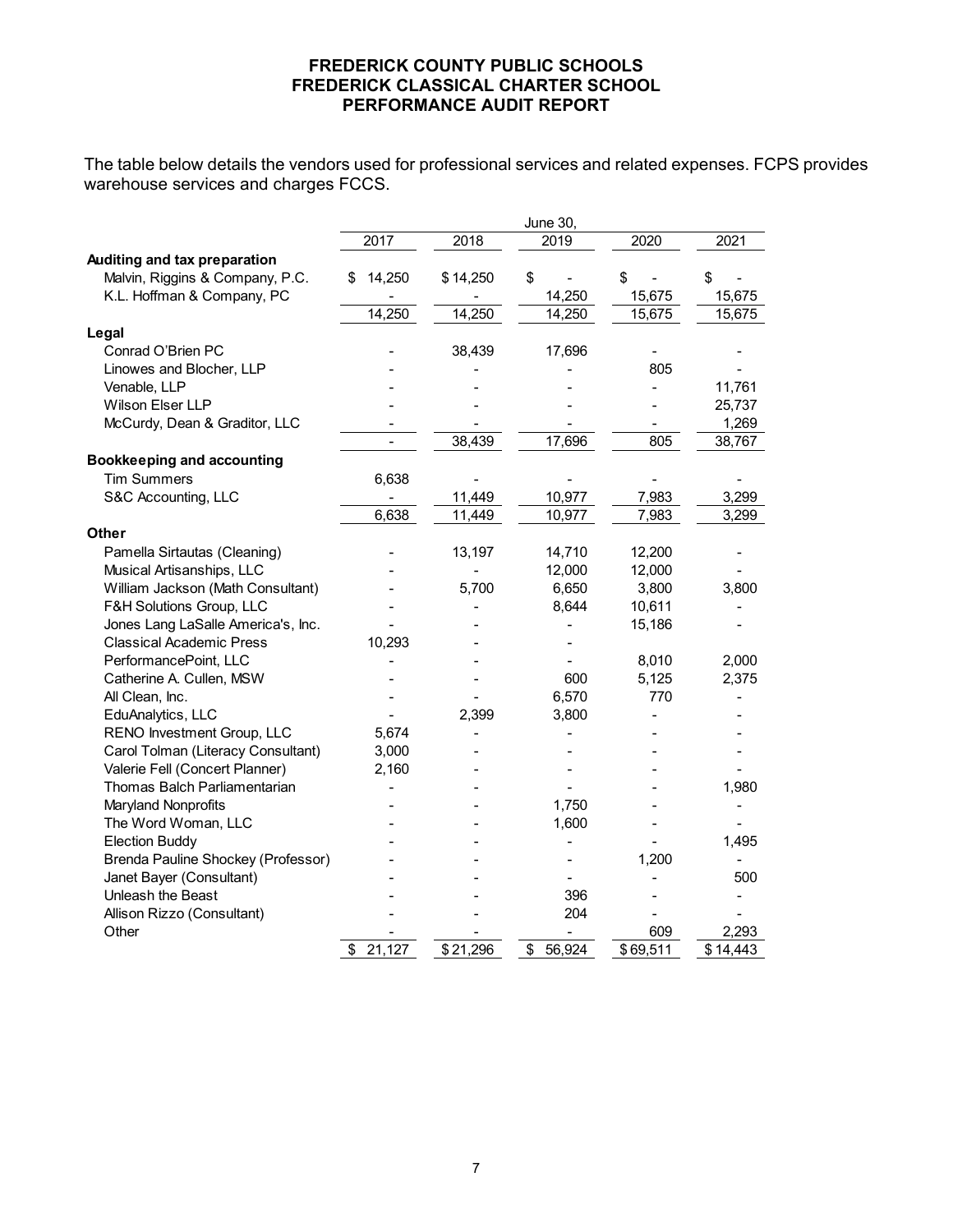**FREDERICK COUNTY PUBLIC SCHOOLS**
**FREDERICK CLASSICAL CHARTER SCHOOL**
**PERFORMANCE AUDIT REPORT**

The table below details the vendors used for professional services and related expenses. FCPS provides warehouse services and charges FCCS.

| | June 30, | | | | |
|---|---|---|---|---|---|
| | 2017 | 2018 | 2019 | 2020 | 2021 |
| **Auditing and tax preparation** | | | | | |
| Malvin, Riggins & Company, P.C. | $ 14,250 | $ 14,250 | $ - | $ - | $ - |
| K.L. Hoffman & Company, PC | - | - | 14,250 | 15,675 | 15,675 |
| | 14,250 | 14,250 | 14,250 | 15,675 | 15,675 |
| **Legal** | | | | | |
| Conrad O'Brien PC | - | 38,439 | 17,696 | - | - |
| Linowes and Blocher, LLP | - | - | - | 805 | - |
| Venable, LLP | - | - | - | - | 11,761 |
| Wilson Elser LLP | - | - | - | - | 25,737 |
| McCurdy, Dean & Graditor, LLC | - | - | - | - | 1,269 |
| | - | 38,439 | 17,696 | 805 | 38,767 |
| **Bookkeeping and accounting** | | | | | |
| Tim Summers | 6,638 | - | - | - | - |
| S&C Accounting, LLC | - | 11,449 | 10,977 | 7,983 | 3,299 |
| | 6,638 | 11,449 | 10,977 | 7,983 | 3,299 |
| **Other** | | | | | |
| Pamella Sirtautas (Cleaning) | - | 13,197 | 14,710 | 12,200 | - |
| Musical Artisanships, LLC | - | - | 12,000 | 12,000 | - |
| William Jackson (Math Consultant) | - | 5,700 | 6,650 | 3,800 | 3,800 |
| F&H Solutions Group, LLC | - | - | 8,644 | 10,611 | - |
| Jones Lang LaSalle America's, Inc. | - | - | - | 15,186 | - |
| Classical Academic Press | 10,293 | - | - | | |
| PerformancePoint, LLC | - | - | - | 8,010 | 2,000 |
| Catherine A. Cullen, MSW | - | - | 600 | 5,125 | 2,375 |
| All Clean, Inc. | - | - | 6,570 | 770 | - |
| EduAnalytics, LLC | - | 2,399 | 3,800 | - | - |
| RENO Investment Group, LLC | 5,674 | - | - | - | - |
| Carol Tolman (Literacy Consultant) | 3,000 | - | - | - | - |
| Valerie Fell (Concert Planner) | 2,160 | - | - | - | - |
| Thomas Balch Parliamentarian | - | - | - | - | 1,980 |
| Maryland Nonprofits | - | - | 1,750 | - | - |
| The Word Woman, LLC | - | - | 1,600 | - | - |
| Election Buddy | - | - | - | - | 1,495 |
| Brenda Pauline Shockey (Professor) | - | - | - | 1,200 | - |
| Janet Bayer (Consultant) | - | - | - | - | 500 |
| Unleash the Beast | - | - | 396 | - | - |
| Allison Rizzo (Consultant) | - | - | 204 | - | - |
| Other | - | - | - | 609 | 2,293 |
| | $ 21,127 | $ 21,296 | $ 56,924 | $ 69,511 | $ 14,443 |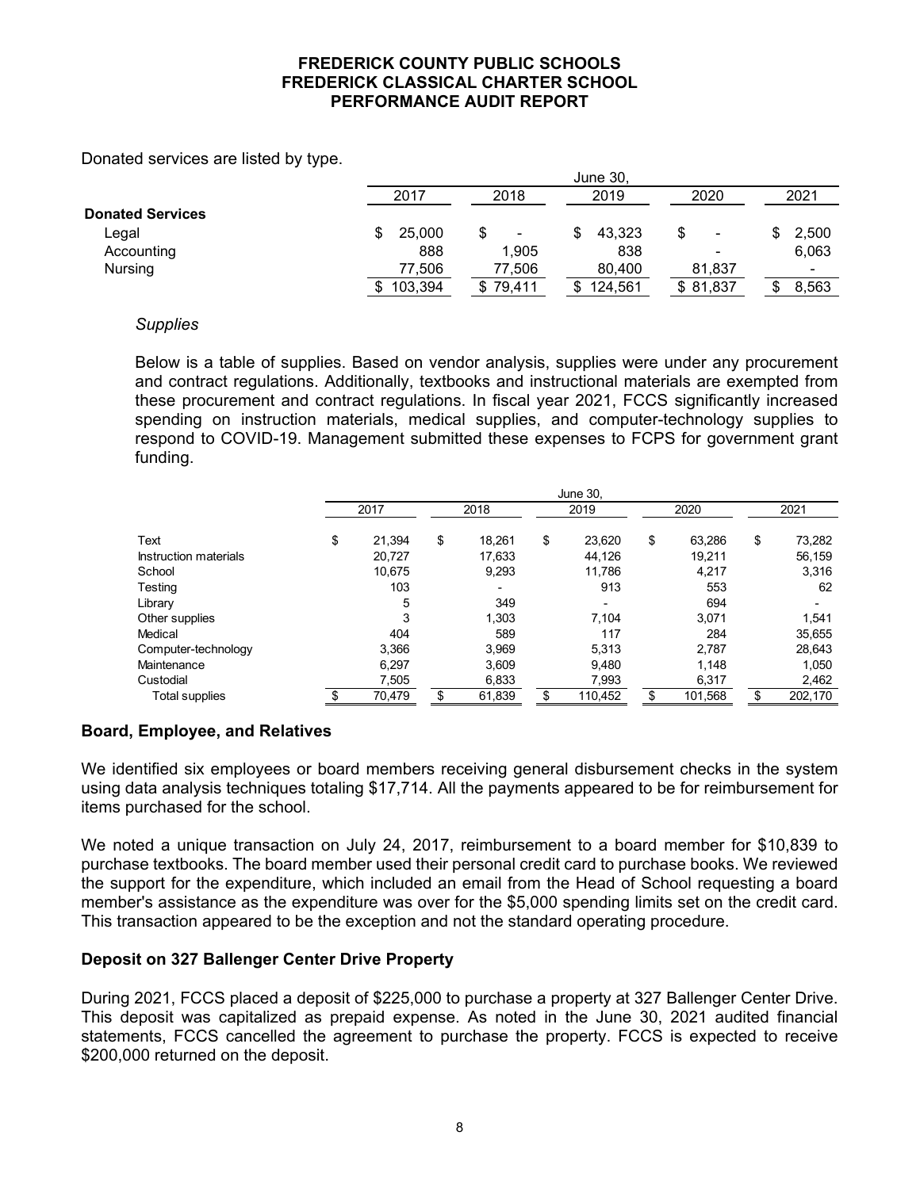Donated services are listed by type.

| | June 30, | | | | |
|---|---|---|---|---|---|
| | 2017 | 2018 | 2019 | 2020 | 2021 |
| **Donated Services** | | | | | |
| Legal | $ 25,000 | $ - | $ 43,323 | $ - | $ 2,500 |
| Accounting | 888 | 1,905 | 838 | - | 6,063 |
| Nursing | 77,506 | 77,506 | 80,400 | 81,837 | - |
| | $ 103,394 | $ 79,411 | $ 124,561 | $ 81,837 | $ 8,563 |

*Supplies*

Below is a table of supplies. Based on vendor analysis, supplies were under any procurement and contract regulations. Additionally, textbooks and instructional materials are exempted from these procurement and contract regulations. In fiscal year 2021, FCCS significantly increased spending on instruction materials, medical supplies, and computer-technology supplies to respond to COVID-19. Management submitted these expenses to FCPS for government grant funding.

| | June 30, | | | | |
|---|---|---|---|---|---|
| | 2017 | 2018 | 2019 | 2020 | 2021 |
| Text | $ 21,394 | $ 18,261 | $ 23,620 | $ 63,286 | $ 73,282 |
| Instruction materials | 20,727 | 17,633 | 44,126 | 19,211 | 56,159 |
| School | 10,675 | 9,293 | 11,786 | 4,217 | 3,316 |
| Testing | 103 | - | 913 | 553 | 62 |
| Library | 5 | 349 | - | 694 | - |
| Other supplies | 3 | 1,303 | 7,104 | 3,071 | 1,541 |
| Medical | 404 | 589 | 117 | 284 | 35,655 |
| Computer-technology | 3,366 | 3,969 | 5,313 | 2,787 | 28,643 |
| Maintenance | 6,297 | 3,609 | 9,480 | 1,148 | 1,050 |
| Custodial | 7,505 | 6,833 | 7,993 | 6,317 | 2,462 |
| Total supplies | $ 70,479 | $ 61,839 | $ 110,452 | $ 101,568 | $ 202,170 |

## Board, Employee, and Relatives

We identified six employees or board members receiving general disbursement checks in the system using data analysis techniques totaling $17,714. All the payments appeared to be for reimbursement for items purchased for the school.

We noted a unique transaction on July 24, 2017, reimbursement to a board member for $10,839 to purchase textbooks. The board member used their personal credit card to purchase books. We reviewed the support for the expenditure, which included an email from the Head of School requesting a board member's assistance as the expenditure was over for the $5,000 spending limits set on the credit card. This transaction appeared to be the exception and not the standard operating procedure.

## Deposit on 327 Ballenger Center Drive Property

During 2021, FCCS placed a deposit of $225,000 to purchase a property at 327 Ballenger Center Drive. This deposit was capitalized as prepaid expense. As noted in the June 30, 2021 audited financial statements, FCCS cancelled the agreement to purchase the property. FCCS is expected to receive $200,000 returned on the deposit.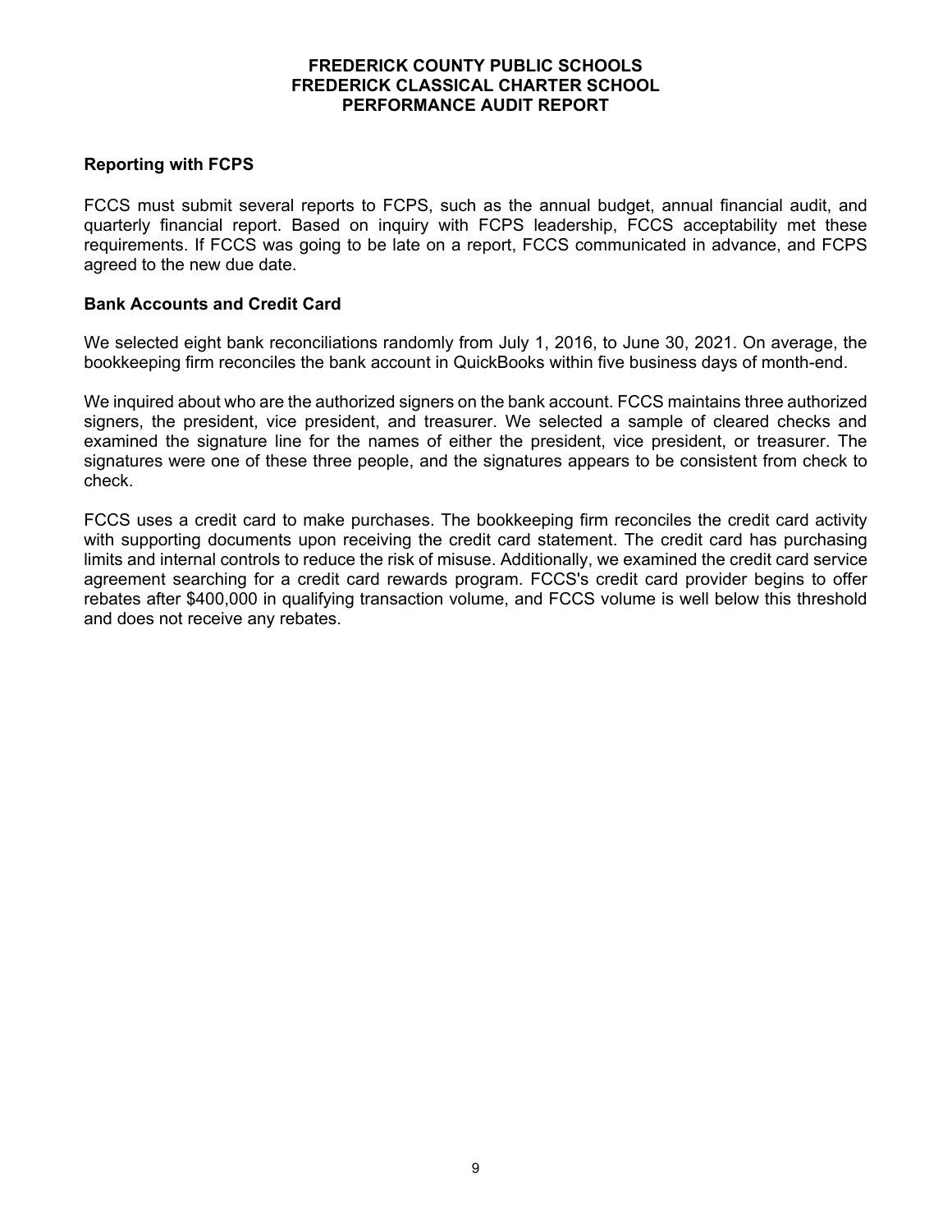## Reporting with FCPS

FCCS must submit several reports to FCPS, such as the annual budget, annual financial audit, and quarterly financial report. Based on inquiry with FCPS leadership, FCCS acceptability met these requirements. If FCCS was going to be late on a report, FCCS communicated in advance, and FCPS agreed to the new due date.

## Bank Accounts and Credit Card

We selected eight bank reconciliations randomly from July 1, 2016, to June 30, 2021. On average, the bookkeeping firm reconciles the bank account in QuickBooks within five business days of month-end.

We inquired about who are the authorized signers on the bank account. FCCS maintains three authorized signers, the president, vice president, and treasurer. We selected a sample of cleared checks and examined the signature line for the names of either the president, vice president, or treasurer. The signatures were one of these three people, and the signatures appears to be consistent from check to check.

FCCS uses a credit card to make purchases. The bookkeeping firm reconciles the credit card activity with supporting documents upon receiving the credit card statement. The credit card has purchasing limits and internal controls to reduce the risk of misuse. Additionally, we examined the credit card service agreement searching for a credit card rewards program. FCCS's credit card provider begins to offer rebates after $400,000 in qualifying transaction volume, and FCCS volume is well below this threshold and does not receive any rebates.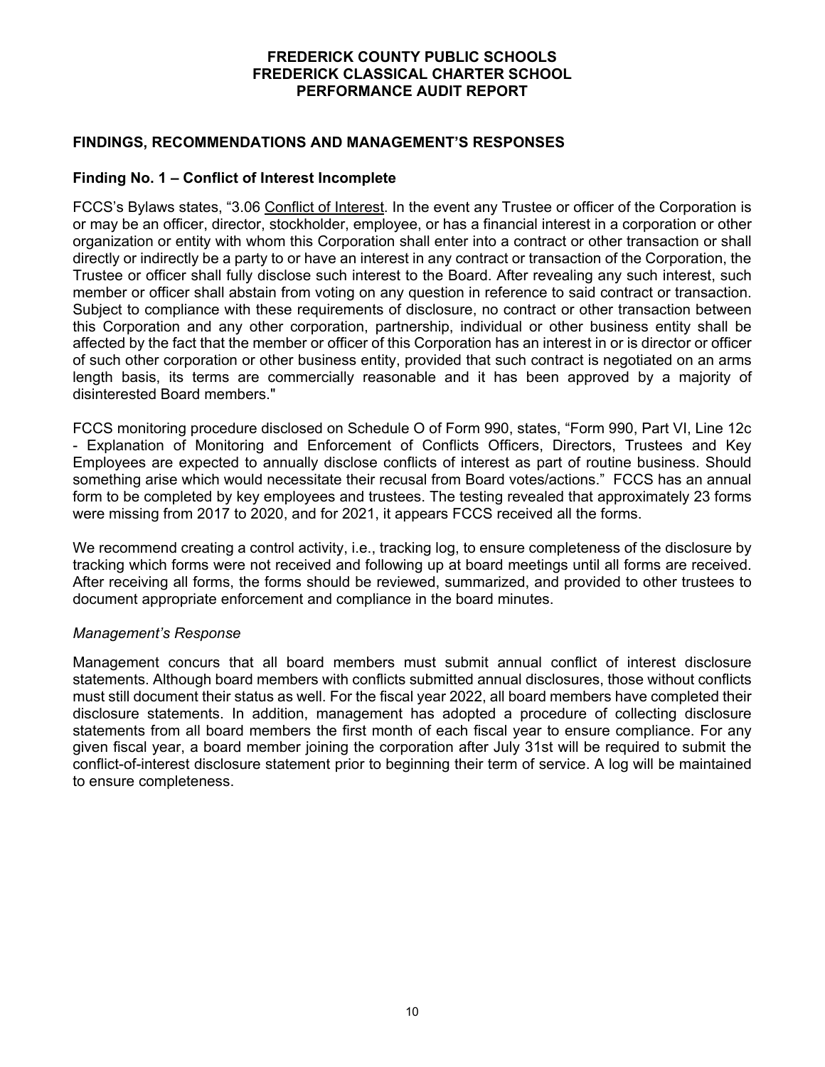## FINDINGS, RECOMMENDATIONS AND MANAGEMENT'S RESPONSES

### Finding No. 1 – Conflict of Interest Incomplete

FCCS's Bylaws states, "3.06 Conflict of Interest. In the event any Trustee or officer of the Corporation is or may be an officer, director, stockholder, employee, or has a financial interest in a corporation or other organization or entity with whom this Corporation shall enter into a contract or other transaction or shall directly or indirectly be a party to or have an interest in any contract or transaction of the Corporation, the Trustee or officer shall fully disclose such interest to the Board. After revealing any such interest, such member or officer shall abstain from voting on any question in reference to said contract or transaction. Subject to compliance with these requirements of disclosure, no contract or other transaction between this Corporation and any other corporation, partnership, individual or other business entity shall be affected by the fact that the member or officer of this Corporation has an interest in or is director or officer of such other corporation or other business entity, provided that such contract is negotiated on an arms length basis, its terms are commercially reasonable and it has been approved by a majority of disinterested Board members."

FCCS monitoring procedure disclosed on Schedule O of Form 990, states, "Form 990, Part VI, Line 12c - Explanation of Monitoring and Enforcement of Conflicts Officers, Directors, Trustees and Key Employees are expected to annually disclose conflicts of interest as part of routine business. Should something arise which would necessitate their recusal from Board votes/actions." FCCS has an annual form to be completed by key employees and trustees. The testing revealed that approximately 23 forms were missing from 2017 to 2020, and for 2021, it appears FCCS received all the forms.

We recommend creating a control activity, i.e., tracking log, to ensure completeness of the disclosure by tracking which forms were not received and following up at board meetings until all forms are received. After receiving all forms, the forms should be reviewed, summarized, and provided to other trustees to document appropriate enforcement and compliance in the board minutes.

*Management's Response*

Management concurs that all board members must submit annual conflict of interest disclosure statements. Although board members with conflicts submitted annual disclosures, those without conflicts must still document their status as well. For the fiscal year 2022, all board members have completed their disclosure statements. In addition, management has adopted a procedure of collecting disclosure statements from all board members the first month of each fiscal year to ensure compliance. For any given fiscal year, a board member joining the corporation after July 31st will be required to submit the conflict-of-interest disclosure statement prior to beginning their term of service. A log will be maintained to ensure completeness.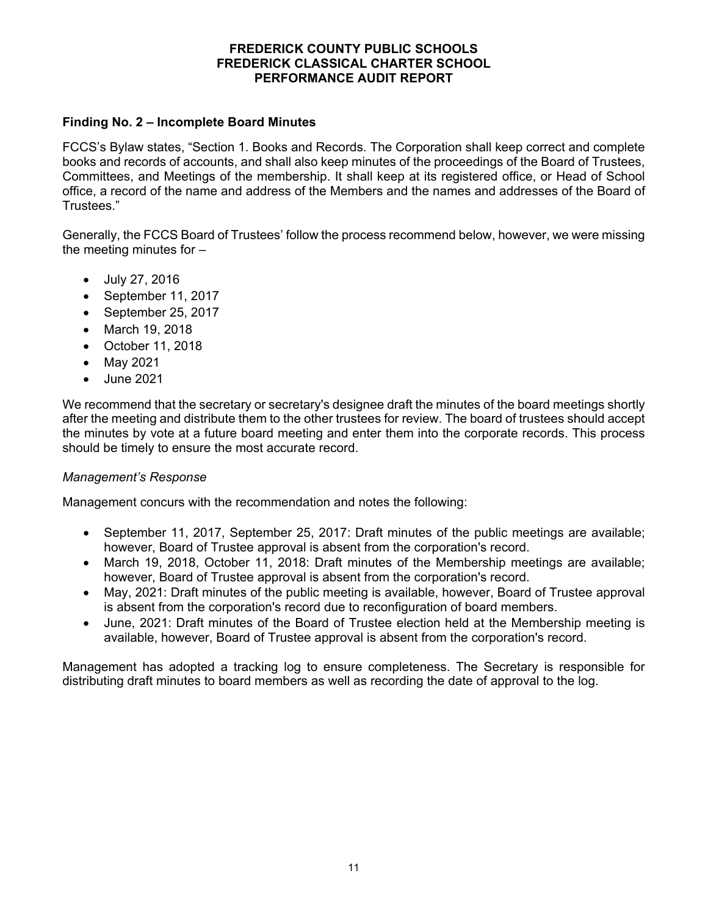#### Finding No. 2 – Incomplete Board Minutes

FCCS's Bylaw states, "Section 1. Books and Records. The Corporation shall keep correct and complete books and records of accounts, and shall also keep minutes of the proceedings of the Board of Trustees, Committees, and Meetings of the membership. It shall keep at its registered office, or Head of School office, a record of the name and address of the Members and the names and addresses of the Board of Trustees."

Generally, the FCCS Board of Trustees' follow the process recommend below, however, we were missing the meeting minutes for –

- July 27, 2016
- September 11, 2017
- September 25, 2017
- March 19, 2018
- October 11, 2018
- May 2021
- June 2021

We recommend that the secretary or secretary's designee draft the minutes of the board meetings shortly after the meeting and distribute them to the other trustees for review. The board of trustees should accept the minutes by vote at a future board meeting and enter them into the corporate records. This process should be timely to ensure the most accurate record.

*Management's Response*

Management concurs with the recommendation and notes the following:

- September 11, 2017, September 25, 2017: Draft minutes of the public meetings are available; however, Board of Trustee approval is absent from the corporation's record.
- March 19, 2018, October 11, 2018: Draft minutes of the Membership meetings are available; however, Board of Trustee approval is absent from the corporation's record.
- May, 2021: Draft minutes of the public meeting is available, however, Board of Trustee approval is absent from the corporation's record due to reconfiguration of board members.
- June, 2021: Draft minutes of the Board of Trustee election held at the Membership meeting is available, however, Board of Trustee approval is absent from the corporation's record.

Management has adopted a tracking log to ensure completeness. The Secretary is responsible for distributing draft minutes to board members as well as recording the date of approval to the log.